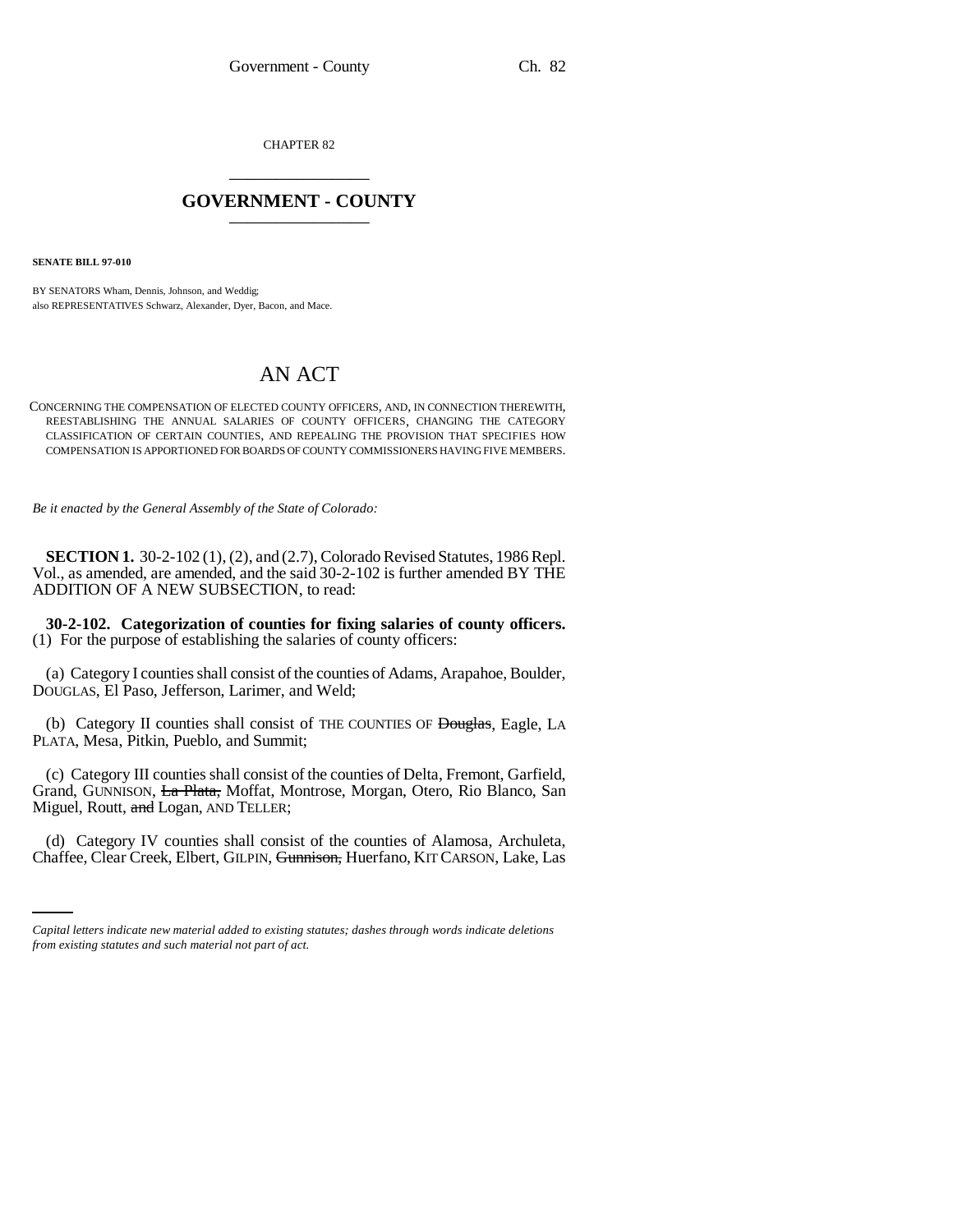CHAPTER 82

## GOVERNMENT - COUNTY

**SENATE BILL 97-010**

BY SENATORS Wham, Dennis, Johnson, and Weddig;
also REPRESENTATIVES Schwarz, Alexander, Dyer, Bacon, and Mace.

# AN ACT

CONCERNING THE COMPENSATION OF ELECTED COUNTY OFFICERS, AND, IN CONNECTION THEREWITH, REESTABLISHING THE ANNUAL SALARIES OF COUNTY OFFICERS, CHANGING THE CATEGORY CLASSIFICATION OF CERTAIN COUNTIES, AND REPEALING THE PROVISION THAT SPECIFIES HOW COMPENSATION IS APPORTIONED FOR BOARDS OF COUNTY COMMISSIONERS HAVING FIVE MEMBERS.

*Be it enacted by the General Assembly of the State of Colorado:*

**SECTION 1.** 30-2-102 (1), (2), and (2.7), Colorado Revised Statutes, 1986 Repl. Vol., as amended, are amended, and the said 30-2-102 is further amended BY THE ADDITION OF A NEW SUBSECTION, to read:

**30-2-102. Categorization of counties for fixing salaries of county officers.** (1) For the purpose of establishing the salaries of county officers:

(a) Category I counties shall consist of the counties of Adams, Arapahoe, Boulder, DOUGLAS, El Paso, Jefferson, Larimer, and Weld;

(b) Category II counties shall consist of THE COUNTIES OF ~~Douglas~~, Eagle, LA PLATA, Mesa, Pitkin, Pueblo, and Summit;

(c) Category III counties shall consist of the counties of Delta, Fremont, Garfield, Grand, GUNNISON, ~~La Plata,~~ Moffat, Montrose, Morgan, Otero, Rio Blanco, San Miguel, Routt, ~~and~~ Logan, AND TELLER;

(d) Category IV counties shall consist of the counties of Alamosa, Archuleta, Chaffee, Clear Creek, Elbert, GILPIN, ~~Gunnison,~~ Huerfano, KIT CARSON, Lake, Las

*Capital letters indicate new material added to existing statutes; dashes through words indicate deletions from existing statutes and such material not part of act.*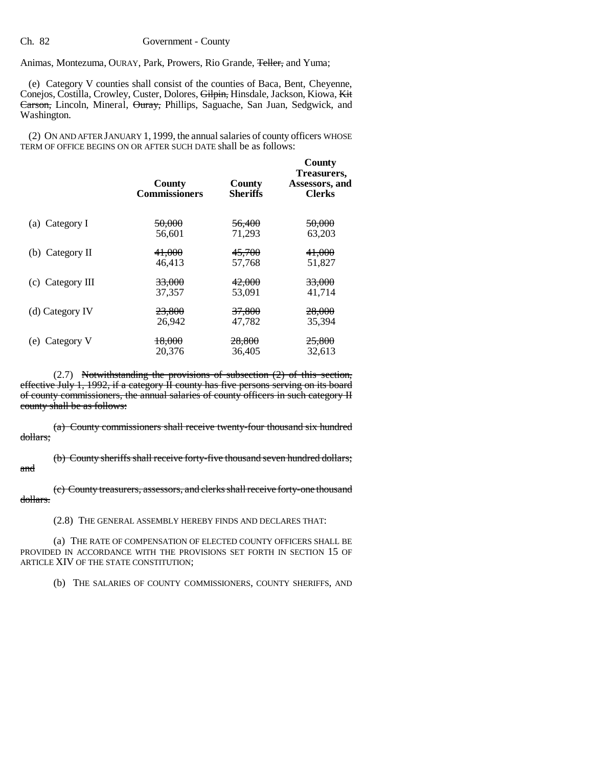Animas, Montezuma, OURAY, Park, Prowers, Rio Grande, ~~Teller,~~ and Yuma;

(e) Category V counties shall consist of the counties of Baca, Bent, Cheyenne, Conejos, Costilla, Crowley, Custer, Dolores, ~~Gilpin,~~ Hinsdale, Jackson, Kiowa, ~~Kit Carson,~~ Lincoln, Mineral, ~~Ouray,~~ Phillips, Saguache, San Juan, Sedgwick, and Washington.

(2) ON AND AFTER JANUARY 1, 1999, the annual salaries of county officers WHOSE TERM OF OFFICE BEGINS ON OR AFTER SUCH DATE shall be as follows:

| | County Commissioners | County Sheriffs | County Treasurers, Assessors, and Clerks |
|---|---|---|---|
| (a) Category I | ~~50,000~~ 56,601 | ~~56,400~~ 71,293 | ~~50,000~~ 63,203 |
| (b) Category II | ~~41,000~~ 46,413 | ~~45,700~~ 57,768 | ~~41,000~~ 51,827 |
| (c) Category III | ~~33,000~~ 37,357 | ~~42,000~~ 53,091 | ~~33,000~~ 41,714 |
| (d) Category IV | ~~23,800~~ 26,942 | ~~37,800~~ 47,782 | ~~28,000~~ 35,394 |
| (e) Category V | ~~18,000~~ 20,376 | ~~28,800~~ 36,405 | ~~25,800~~ 32,613 |

(2.7) ~~Notwithstanding the provisions of subsection (2) of this section, effective July 1, 1992, if a category II county has five persons serving on its board of county commissioners, the annual salaries of county officers in such category II county shall be as follows:~~

~~(a) County commissioners shall receive twenty-four thousand six hundred dollars;~~

~~(b) County sheriffs shall receive forty-five thousand seven hundred dollars; and~~

~~(c) County treasurers, assessors, and clerks shall receive forty-one thousand dollars.~~

(2.8) THE GENERAL ASSEMBLY HEREBY FINDS AND DECLARES THAT:

(a) THE RATE OF COMPENSATION OF ELECTED COUNTY OFFICERS SHALL BE PROVIDED IN ACCORDANCE WITH THE PROVISIONS SET FORTH IN SECTION 15 OF ARTICLE XIV OF THE STATE CONSTITUTION;

(b) THE SALARIES OF COUNTY COMMISSIONERS, COUNTY SHERIFFS, AND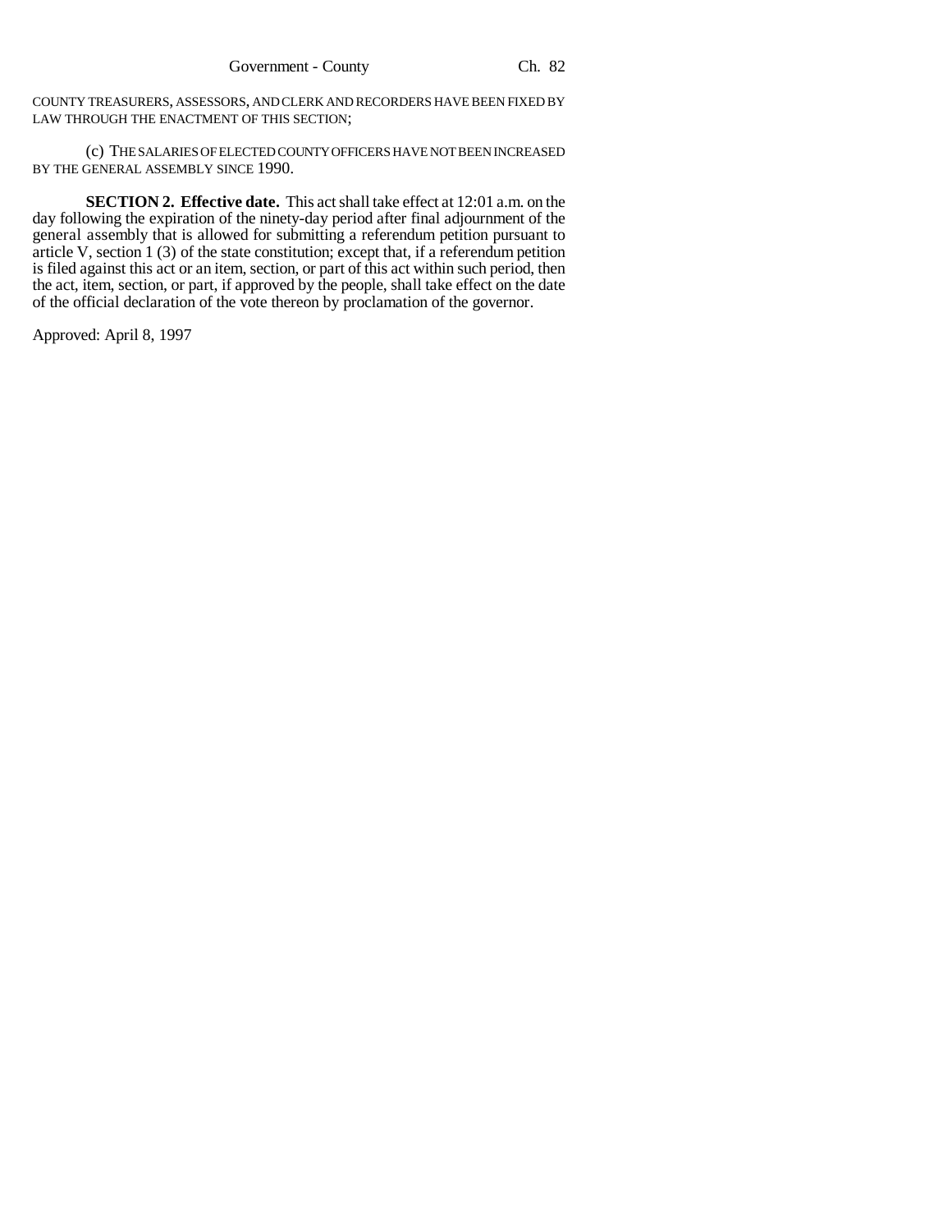COUNTY TREASURERS, ASSESSORS, AND CLERK AND RECORDERS HAVE BEEN FIXED BY LAW THROUGH THE ENACTMENT OF THIS SECTION;

(c) THE SALARIES OF ELECTED COUNTY OFFICERS HAVE NOT BEEN INCREASED BY THE GENERAL ASSEMBLY SINCE 1990.

**SECTION 2. Effective date.** This act shall take effect at 12:01 a.m. on the day following the expiration of the ninety-day period after final adjournment of the general assembly that is allowed for submitting a referendum petition pursuant to article V, section 1 (3) of the state constitution; except that, if a referendum petition is filed against this act or an item, section, or part of this act within such period, then the act, item, section, or part, if approved by the people, shall take effect on the date of the official declaration of the vote thereon by proclamation of the governor.

Approved: April 8, 1997